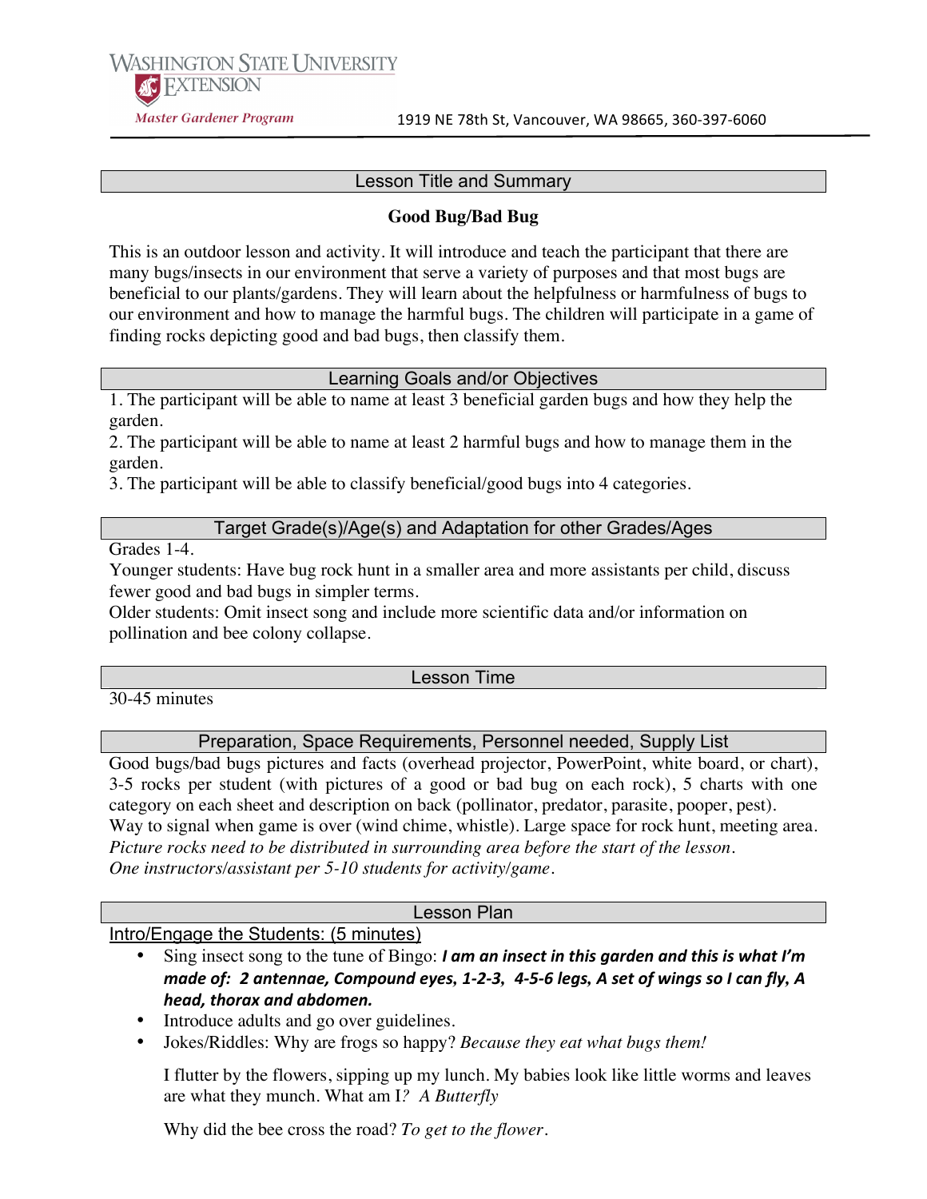WASHINGTON STATE UNIVERSITY
EXTENSION
*Master Gardener Program*

1919 NE 78th St, Vancouver, WA 98665, 360-397-6060

## Lesson Title and Summary

**Good Bug/Bad Bug**

This is an outdoor lesson and activity. It will introduce and teach the participant that there are many bugs/insects in our environment that serve a variety of purposes and that most bugs are beneficial to our plants/gardens. They will learn about the helpfulness or harmfulness of bugs to our environment and how to manage the harmful bugs. The children will participate in a game of finding rocks depicting good and bad bugs, then classify them.

## Learning Goals and/or Objectives

1. The participant will be able to name at least 3 beneficial garden bugs and how they help the garden.
2. The participant will be able to name at least 2 harmful bugs and how to manage them in the garden.
3. The participant will be able to classify beneficial/good bugs into 4 categories.

## Target Grade(s)/Age(s) and Adaptation for other Grades/Ages

Grades 1-4.
Younger students: Have bug rock hunt in a smaller area and more assistants per child, discuss fewer good and bad bugs in simpler terms.
Older students: Omit insect song and include more scientific data and/or information on pollination and bee colony collapse.

## Lesson Time

30-45 minutes

## Preparation, Space Requirements, Personnel needed, Supply List

Good bugs/bad bugs pictures and facts (overhead projector, PowerPoint, white board, or chart), 3-5 rocks per student (with pictures of a good or bad bug on each rock), 5 charts with one category on each sheet and description on back (pollinator, predator, parasite, pooper, pest).
Way to signal when game is over (wind chime, whistle). Large space for rock hunt, meeting area.
*Picture rocks need to be distributed in surrounding area before the start of the lesson.*
*One instructors/assistant per 5-10 students for activity/game.*

## Lesson Plan

### Intro/Engage the Students: (5 minutes)

- Sing insect song to the tune of Bingo: ***I am an insect in this garden and this is what I'm made of: 2 antennae, Compound eyes, 1-2-3, 4-5-6 legs, A set of wings so I can fly, A head, thorax and abdomen.***
- Introduce adults and go over guidelines.
- Jokes/Riddles: Why are frogs so happy? *Because they eat what bugs them!*

  I flutter by the flowers, sipping up my lunch. My babies look like little worms and leaves are what they munch. What am I*? A Butterfly*

  Why did the bee cross the road? *To get to the flower.*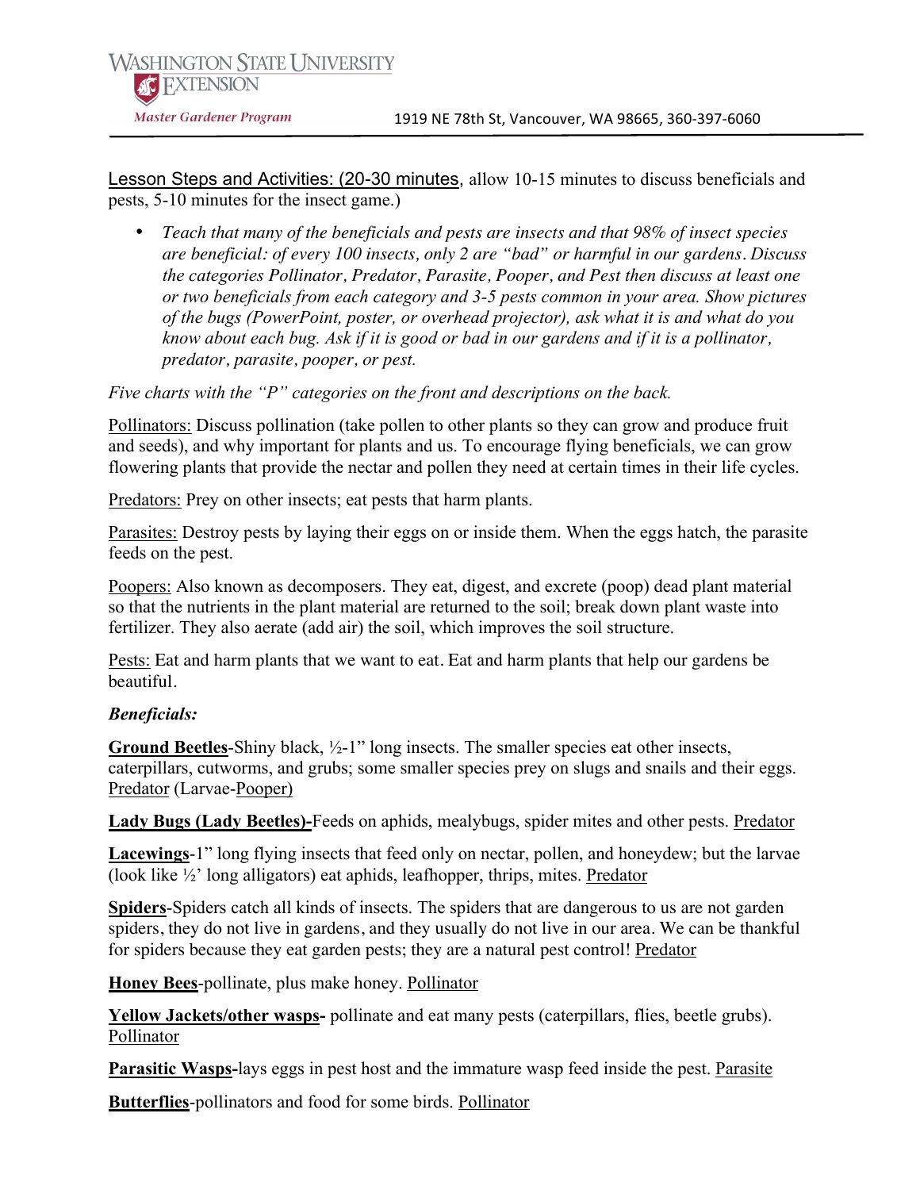Lesson Steps and Activities: (20-30 minutes, allow 10-15 minutes to discuss beneficials and pests, 5-10 minutes for the insect game.)

- *Teach that many of the beneficials and pests are insects and that 98% of insect species are beneficial: of every 100 insects, only 2 are "bad" or harmful in our gardens. Discuss the categories Pollinator, Predator, Parasite, Pooper, and Pest then discuss at least one or two beneficials from each category and 3-5 pests common in your area. Show pictures of the bugs (PowerPoint, poster, or overhead projector), ask what it is and what do you know about each bug. Ask if it is good or bad in our gardens and if it is a pollinator, predator, parasite, pooper, or pest.*

*Five charts with the "P" categories on the front and descriptions on the back.*

Pollinators: Discuss pollination (take pollen to other plants so they can grow and produce fruit and seeds), and why important for plants and us. To encourage flying beneficials, we can grow flowering plants that provide the nectar and pollen they need at certain times in their life cycles.

Predators: Prey on other insects; eat pests that harm plants.

Parasites: Destroy pests by laying their eggs on or inside them. When the eggs hatch, the parasite feeds on the pest.

Poopers: Also known as decomposers. They eat, digest, and excrete (poop) dead plant material so that the nutrients in the plant material are returned to the soil; break down plant waste into fertilizer. They also aerate (add air) the soil, which improves the soil structure.

Pests: Eat and harm plants that we want to eat. Eat and harm plants that help our gardens be beautiful.

***Beneficials:***

**Ground Beetles**-Shiny black, ½-1" long insects. The smaller species eat other insects, caterpillars, cutworms, and grubs; some smaller species prey on slugs and snails and their eggs. Predator (Larvae-Pooper)

**Lady Bugs (Lady Beetles)-**Feeds on aphids, mealybugs, spider mites and other pests. Predator

**Lacewings**-1" long flying insects that feed only on nectar, pollen, and honeydew; but the larvae (look like ½' long alligators) eat aphids, leafhopper, thrips, mites. Predator

**Spiders**-Spiders catch all kinds of insects. The spiders that are dangerous to us are not garden spiders, they do not live in gardens, and they usually do not live in our area. We can be thankful for spiders because they eat garden pests; they are a natural pest control! Predator

**Honey Bees**-pollinate, plus make honey. Pollinator

**Yellow Jackets/other wasps-** pollinate and eat many pests (caterpillars, flies, beetle grubs). Pollinator

**Parasitic Wasps-**lays eggs in pest host and the immature wasp feed inside the pest. Parasite

**Butterflies**-pollinators and food for some birds. Pollinator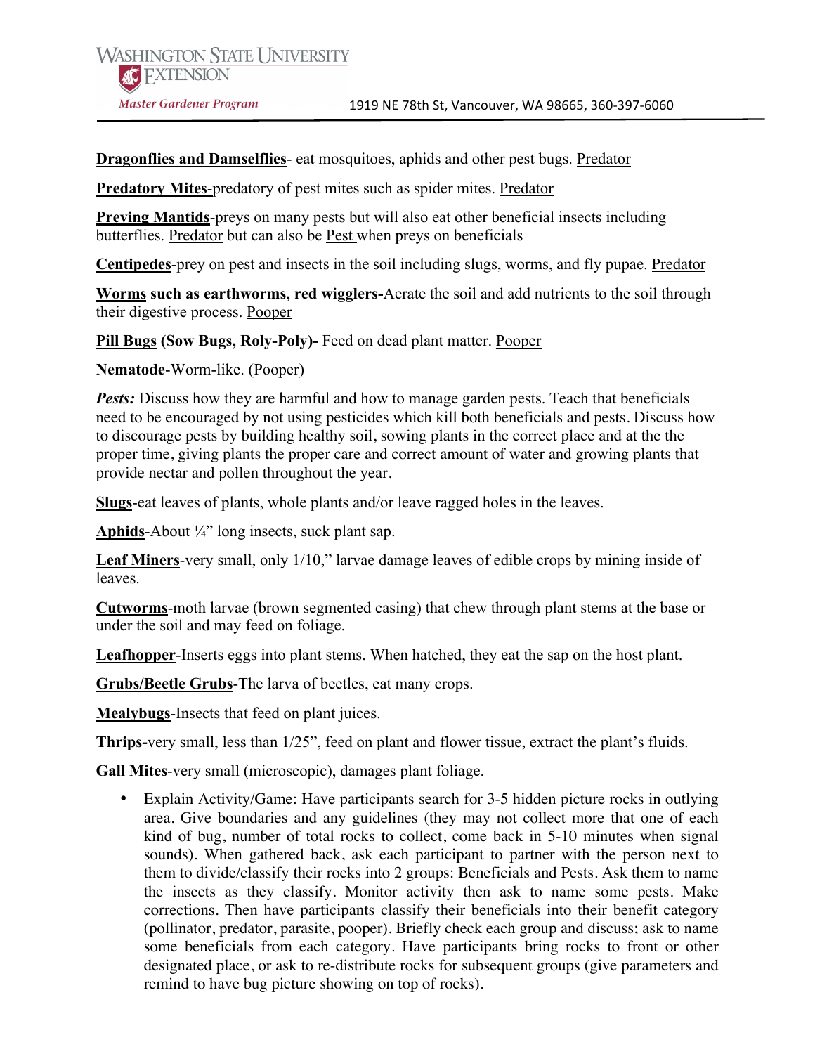**Dragonflies and Damselflies**- eat mosquitoes, aphids and other pest bugs. Predator

**Predatory Mites**-predatory of pest mites such as spider mites. Predator

**Preying Mantids**-preys on many pests but will also eat other beneficial insects including butterflies. Predator but can also be Pest when preys on beneficials

**Centipedes**-prey on pest and insects in the soil including slugs, worms, and fly pupae. Predator

**Worms such as earthworms, red wigglers-**Aerate the soil and add nutrients to the soil through their digestive process. Pooper

**Pill Bugs (Sow Bugs, Roly-Poly)-** Feed on dead plant matter. Pooper

**Nematode**-Worm-like. (Pooper)

***Pests:*** Discuss how they are harmful and how to manage garden pests. Teach that beneficials need to be encouraged by not using pesticides which kill both beneficials and pests. Discuss how to discourage pests by building healthy soil, sowing plants in the correct place and at the the proper time, giving plants the proper care and correct amount of water and growing plants that provide nectar and pollen throughout the year.

**Slugs**-eat leaves of plants, whole plants and/or leave ragged holes in the leaves.

**Aphids**-About ¼" long insects, suck plant sap.

**Leaf Miners**-very small, only 1/10," larvae damage leaves of edible crops by mining inside of leaves.

**Cutworms**-moth larvae (brown segmented casing) that chew through plant stems at the base or under the soil and may feed on foliage.

**Leafhopper**-Inserts eggs into plant stems. When hatched, they eat the sap on the host plant.

**Grubs/Beetle Grubs**-The larva of beetles, eat many crops.

**Mealybugs**-Insects that feed on plant juices.

**Thrips-**very small, less than 1/25", feed on plant and flower tissue, extract the plant's fluids.

**Gall Mites**-very small (microscopic), damages plant foliage.

- Explain Activity/Game: Have participants search for 3-5 hidden picture rocks in outlying area. Give boundaries and any guidelines (they may not collect more that one of each kind of bug, number of total rocks to collect, come back in 5-10 minutes when signal sounds). When gathered back, ask each participant to partner with the person next to them to divide/classify their rocks into 2 groups: Beneficials and Pests. Ask them to name the insects as they classify. Monitor activity then ask to name some pests. Make corrections. Then have participants classify their beneficials into their benefit category (pollinator, predator, parasite, pooper). Briefly check each group and discuss; ask to name some beneficials from each category. Have participants bring rocks to front or other designated place, or ask to re-distribute rocks for subsequent groups (give parameters and remind to have bug picture showing on top of rocks).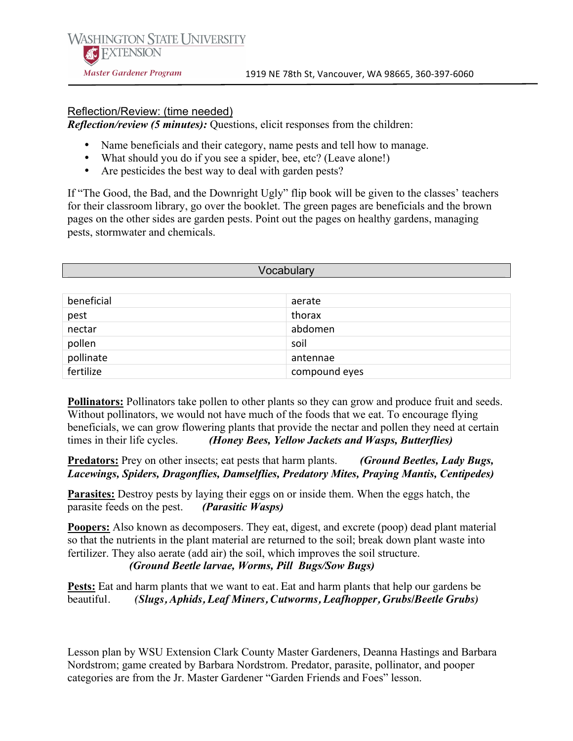Reflection/Review: (time needed)

***Reflection/review (5 minutes):*** Questions, elicit responses from the children:

- Name beneficials and their category, name pests and tell how to manage.
- What should you do if you see a spider, bee, etc? (Leave alone!)
- Are pesticides the best way to deal with garden pests?

If "The Good, the Bad, and the Downright Ugly" flip book will be given to the classes' teachers for their classroom library, go over the booklet. The green pages are beneficials and the brown pages on the other sides are garden pests. Point out the pages on healthy gardens, managing pests, stormwater and chemicals.

## Vocabulary

| | |
|---|---|
| beneficial | aerate |
| pest | thorax |
| nectar | abdomen |
| pollen | soil |
| pollinate | antennae |
| fertilize | compound eyes |

**Pollinators:** Pollinators take pollen to other plants so they can grow and produce fruit and seeds. Without pollinators, we would not have much of the foods that we eat. To encourage flying beneficials, we can grow flowering plants that provide the nectar and pollen they need at certain times in their life cycles. ***(Honey Bees, Yellow Jackets and Wasps, Butterflies)***

**Predators:** Prey on other insects; eat pests that harm plants. ***(Ground Beetles, Lady Bugs, Lacewings, Spiders, Dragonflies, Damselflies, Predatory Mites, Praying Mantis, Centipedes)***

**Parasites:** Destroy pests by laying their eggs on or inside them. When the eggs hatch, the parasite feeds on the pest. ***(Parasitic Wasps)***

**Poopers:** Also known as decomposers. They eat, digest, and excrete (poop) dead plant material so that the nutrients in the plant material are returned to the soil; break down plant waste into fertilizer. They also aerate (add air) the soil, which improves the soil structure. ***(Ground Beetle larvae, Worms, Pill Bugs/Sow Bugs)***

**Pests:** Eat and harm plants that we want to eat. Eat and harm plants that help our gardens be beautiful. ***(Slugs, Aphids, Leaf Miners, Cutworms, Leafhopper, Grubs/Beetle Grubs)***

Lesson plan by WSU Extension Clark County Master Gardeners, Deanna Hastings and Barbara Nordstrom; game created by Barbara Nordstrom. Predator, parasite, pollinator, and pooper categories are from the Jr. Master Gardener "Garden Friends and Foes" lesson.